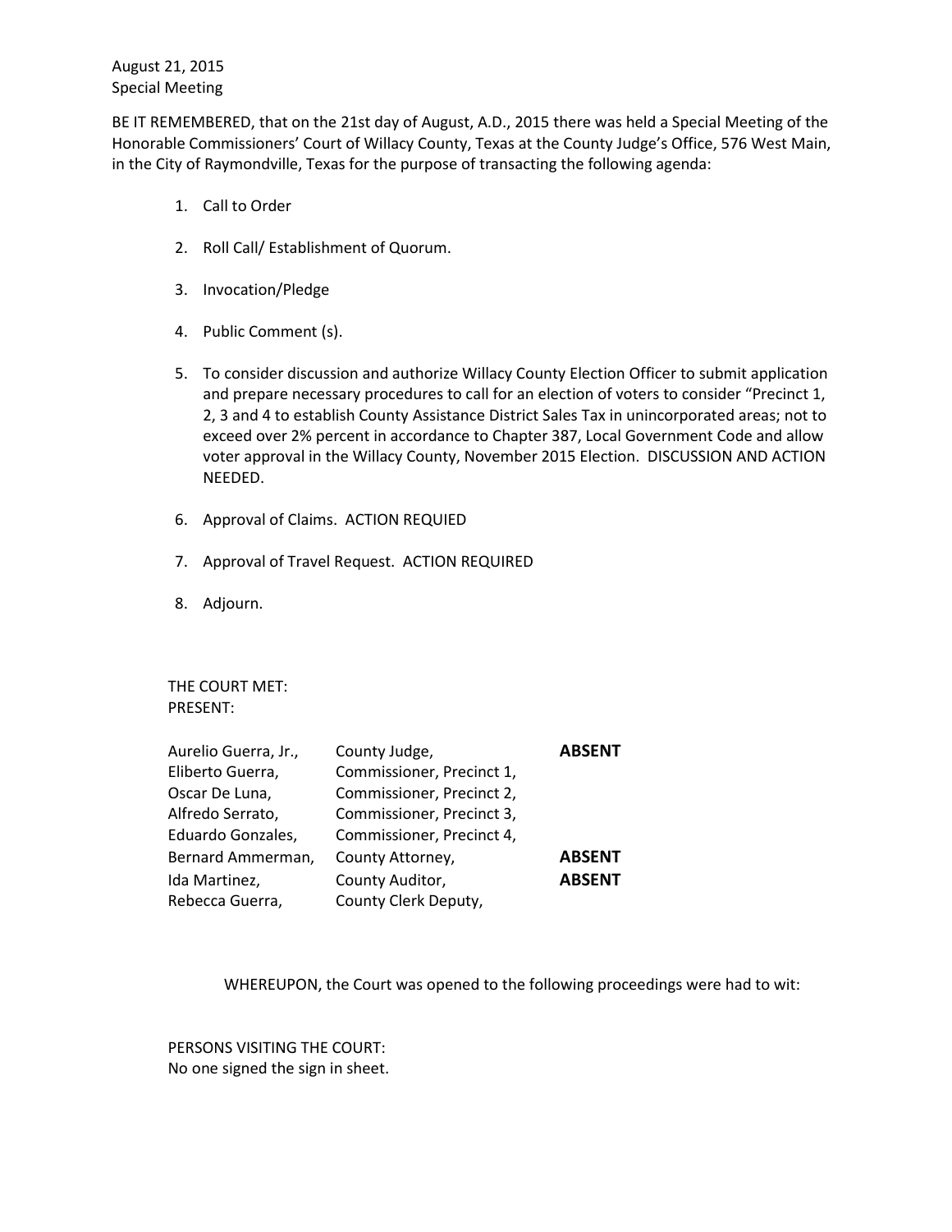August 21, 2015
Special Meeting

BE IT REMEMBERED, that on the 21st day of August, A.D., 2015 there was held a Special Meeting of the Honorable Commissioners' Court of Willacy County, Texas at the County Judge's Office, 576 West Main, in the City of Raymondville, Texas for the purpose of transacting the following agenda:

1. Call to Order
2. Roll Call/ Establishment of Quorum.
3. Invocation/Pledge
4. Public Comment (s).
5. To consider discussion and authorize Willacy County Election Officer to submit application and prepare necessary procedures to call for an election of voters to consider "Precinct 1, 2, 3 and 4 to establish County Assistance District Sales Tax in unincorporated areas; not to exceed over 2% percent in accordance to Chapter 387, Local Government Code and allow voter approval in the Willacy County, November 2015 Election. DISCUSSION AND ACTION NEEDED.
6. Approval of Claims. ACTION REQUIED
7. Approval of Travel Request. ACTION REQUIRED
8. Adjourn.

THE COURT MET:
PRESENT:

| | | |
|---|---|---|
| Aurelio Guerra, Jr., | County Judge, | **ABSENT** |
| Eliberto Guerra, | Commissioner, Precinct 1, | |
| Oscar De Luna, | Commissioner, Precinct 2, | |
| Alfredo Serrato, | Commissioner, Precinct 3, | |
| Eduardo Gonzales, | Commissioner, Precinct 4, | |
| Bernard Ammerman, | County Attorney, | **ABSENT** |
| Ida Martinez, | County Auditor, | **ABSENT** |
| Rebecca Guerra, | County Clerk Deputy, | |

WHEREUPON, the Court was opened to the following proceedings were had to wit:

PERSONS VISITING THE COURT:
No one signed the sign in sheet.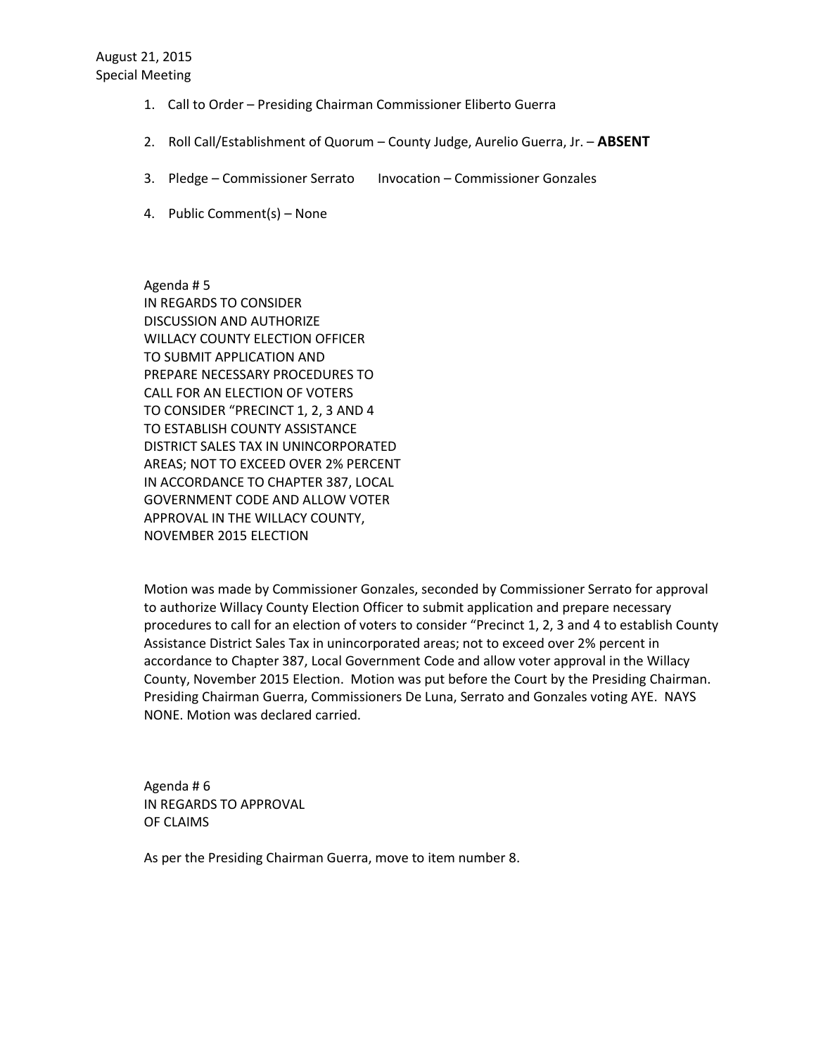August 21, 2015
Special Meeting

1. Call to Order – Presiding Chairman Commissioner Eliberto Guerra

2. Roll Call/Establishment of Quorum – County Judge, Aurelio Guerra, Jr. – **ABSENT**

3. Pledge – Commissioner Serrato   Invocation – Commissioner Gonzales

4. Public Comment(s) – None

Agenda # 5
IN REGARDS TO CONSIDER
DISCUSSION AND AUTHORIZE
WILLACY COUNTY ELECTION OFFICER
TO SUBMIT APPLICATION AND
PREPARE NECESSARY PROCEDURES TO
CALL FOR AN ELECTION OF VOTERS
TO CONSIDER "PRECINCT 1, 2, 3 AND 4
TO ESTABLISH COUNTY ASSISTANCE
DISTRICT SALES TAX IN UNINCORPORATED
AREAS; NOT TO EXCEED OVER 2% PERCENT
IN ACCORDANCE TO CHAPTER 387, LOCAL
GOVERNMENT CODE AND ALLOW VOTER
APPROVAL IN THE WILLACY COUNTY,
NOVEMBER 2015 ELECTION

Motion was made by Commissioner Gonzales, seconded by Commissioner Serrato for approval to authorize Willacy County Election Officer to submit application and prepare necessary procedures to call for an election of voters to consider "Precinct 1, 2, 3 and 4 to establish County Assistance District Sales Tax in unincorporated areas; not to exceed over 2% percent in accordance to Chapter 387, Local Government Code and allow voter approval in the Willacy County, November 2015 Election. Motion was put before the Court by the Presiding Chairman. Presiding Chairman Guerra, Commissioners De Luna, Serrato and Gonzales voting AYE. NAYS NONE. Motion was declared carried.

Agenda # 6
IN REGARDS TO APPROVAL
OF CLAIMS

As per the Presiding Chairman Guerra, move to item number 8.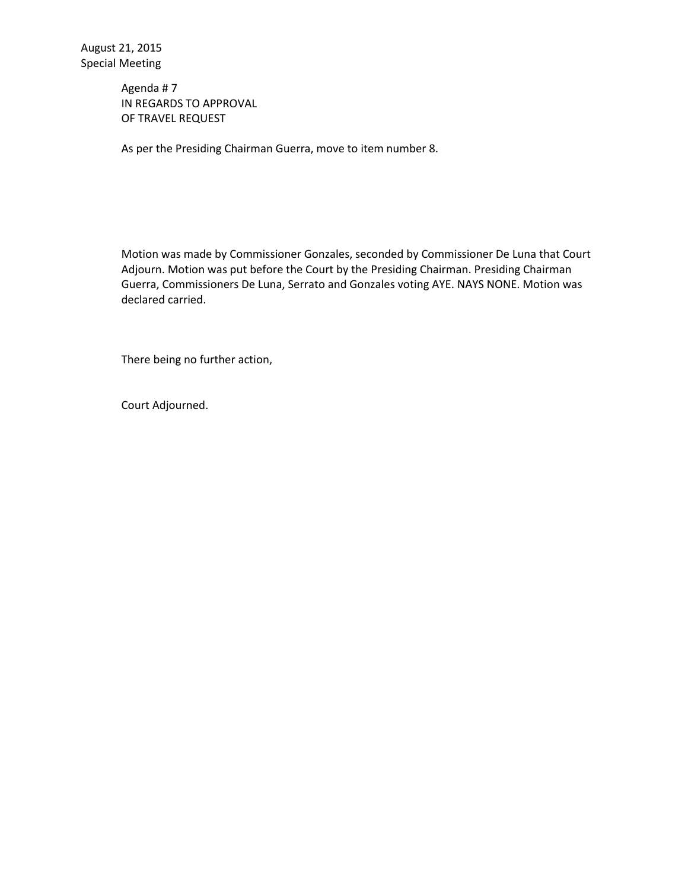August 21, 2015
Special Meeting

Agenda # 7
IN REGARDS TO APPROVAL
OF TRAVEL REQUEST

As per the Presiding Chairman Guerra, move to item number 8.

Motion was made by Commissioner Gonzales, seconded by Commissioner De Luna that Court Adjourn. Motion was put before the Court by the Presiding Chairman. Presiding Chairman Guerra, Commissioners De Luna, Serrato and Gonzales voting AYE. NAYS NONE. Motion was declared carried.

There being no further action,

Court Adjourned.